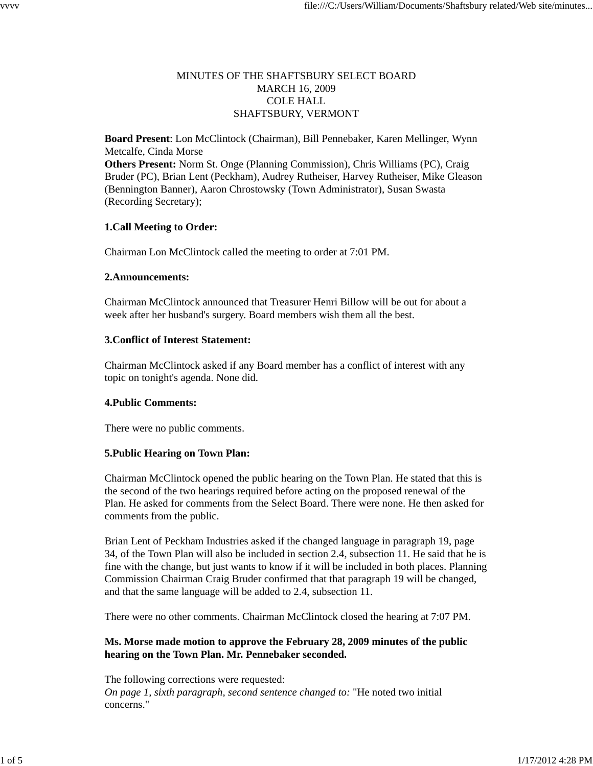MINUTES OF THE SHAFTSBURY SELECT BOARD
MARCH 16, 2009
COLE HALL
SHAFTSBURY, VERMONT

**Board Present**: Lon McClintock (Chairman), Bill Pennebaker, Karen Mellinger, Wynn Metcalfe, Cinda Morse
**Others Present:** Norm St. Onge (Planning Commission), Chris Williams (PC), Craig Bruder (PC), Brian Lent (Peckham), Audrey Rutheiser, Harvey Rutheiser, Mike Gleason (Bennington Banner), Aaron Chrostowsky (Town Administrator), Susan Swasta (Recording Secretary);

**1.Call Meeting to Order:**

Chairman Lon McClintock called the meeting to order at 7:01 PM.

**2.Announcements:**

Chairman McClintock announced that Treasurer Henri Billow will be out for about a week after her husband's surgery. Board members wish them all the best.

**3.Conflict of Interest Statement:**

Chairman McClintock asked if any Board member has a conflict of interest with any topic on tonight's agenda. None did.

**4.Public Comments:**

There were no public comments.

**5.Public Hearing on Town Plan:**

Chairman McClintock opened the public hearing on the Town Plan. He stated that this is the second of the two hearings required before acting on the proposed renewal of the Plan. He asked for comments from the Select Board. There were none. He then asked for comments from the public.

Brian Lent of Peckham Industries asked if the changed language in paragraph 19, page 34, of the Town Plan will also be included in section 2.4, subsection 11. He said that he is fine with the change, but just wants to know if it will be included in both places. Planning Commission Chairman Craig Bruder confirmed that that paragraph 19 will be changed, and that the same language will be added to 2.4, subsection 11.

There were no other comments. Chairman McClintock closed the hearing at 7:07 PM.

**Ms. Morse made motion to approve the February 28, 2009 minutes of the public hearing on the Town Plan. Mr. Pennebaker seconded.**

The following corrections were requested:
*On page 1, sixth paragraph, second sentence changed to:* "He noted two initial concerns."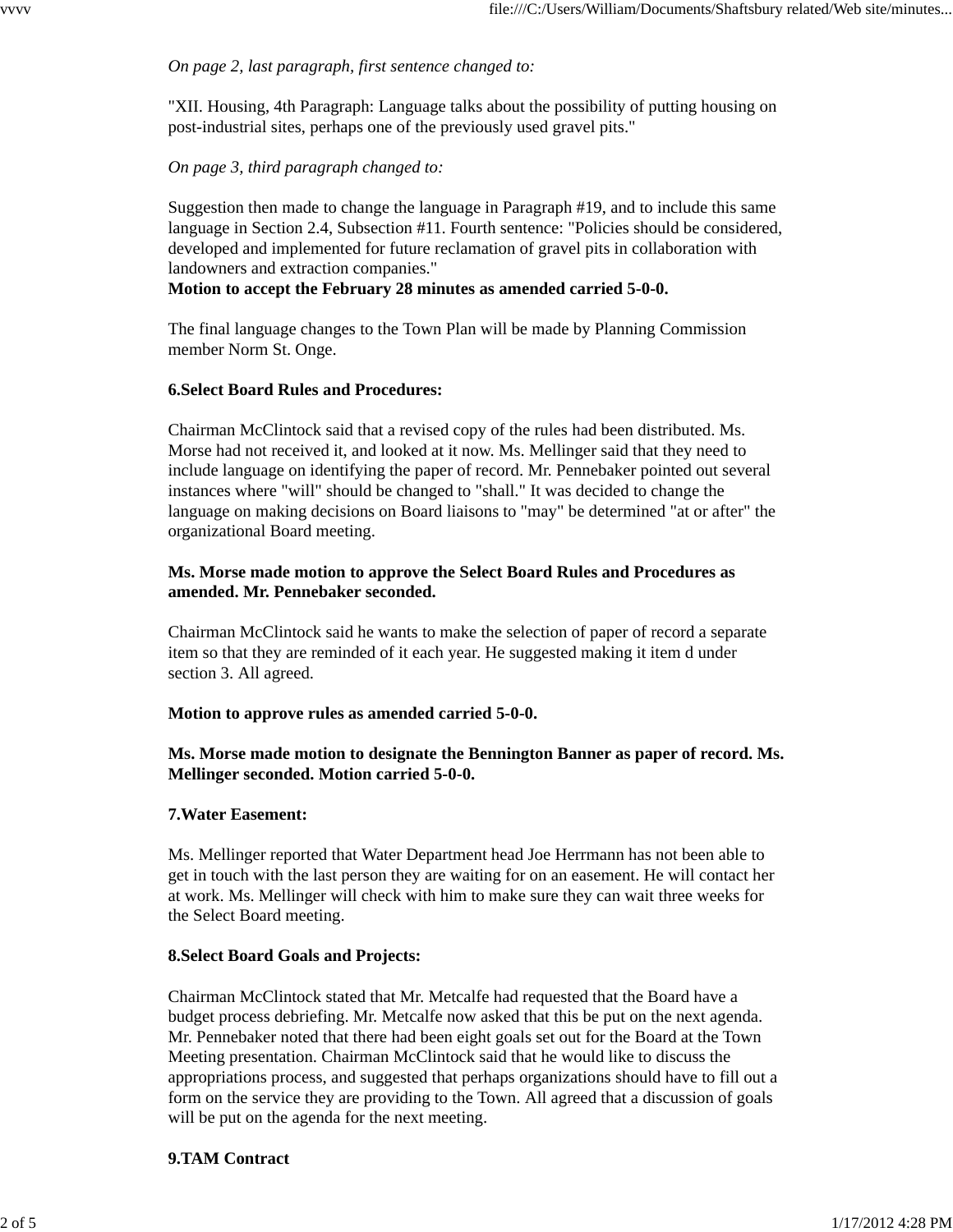*On page 2, last paragraph, first sentence changed to:*

"XII. Housing, 4th Paragraph: Language talks about the possibility of putting housing on post-industrial sites, perhaps one of the previously used gravel pits."

*On page 3, third paragraph changed to:*

Suggestion then made to change the language in Paragraph #19, and to include this same language in Section 2.4, Subsection #11. Fourth sentence: "Policies should be considered, developed and implemented for future reclamation of gravel pits in collaboration with landowners and extraction companies."
**Motion to accept the February 28 minutes as amended carried 5-0-0.**

The final language changes to the Town Plan will be made by Planning Commission member Norm St. Onge.

**6.Select Board Rules and Procedures:**

Chairman McClintock said that a revised copy of the rules had been distributed. Ms. Morse had not received it, and looked at it now. Ms. Mellinger said that they need to include language on identifying the paper of record. Mr. Pennebaker pointed out several instances where "will" should be changed to "shall." It was decided to change the language on making decisions on Board liaisons to "may" be determined "at or after" the organizational Board meeting.

**Ms. Morse made motion to approve the Select Board Rules and Procedures as amended. Mr. Pennebaker seconded.**

Chairman McClintock said he wants to make the selection of paper of record a separate item so that they are reminded of it each year. He suggested making it item d under section 3. All agreed.

**Motion to approve rules as amended carried 5-0-0.**

**Ms. Morse made motion to designate the Bennington Banner as paper of record. Ms. Mellinger seconded. Motion carried 5-0-0.**

**7.Water Easement:**

Ms. Mellinger reported that Water Department head Joe Herrmann has not been able to get in touch with the last person they are waiting for on an easement. He will contact her at work. Ms. Mellinger will check with him to make sure they can wait three weeks for the Select Board meeting.

**8.Select Board Goals and Projects:**

Chairman McClintock stated that Mr. Metcalfe had requested that the Board have a budget process debriefing. Mr. Metcalfe now asked that this be put on the next agenda. Mr. Pennebaker noted that there had been eight goals set out for the Board at the Town Meeting presentation. Chairman McClintock said that he would like to discuss the appropriations process, and suggested that perhaps organizations should have to fill out a form on the service they are providing to the Town. All agreed that a discussion of goals will be put on the agenda for the next meeting.

**9.TAM Contract**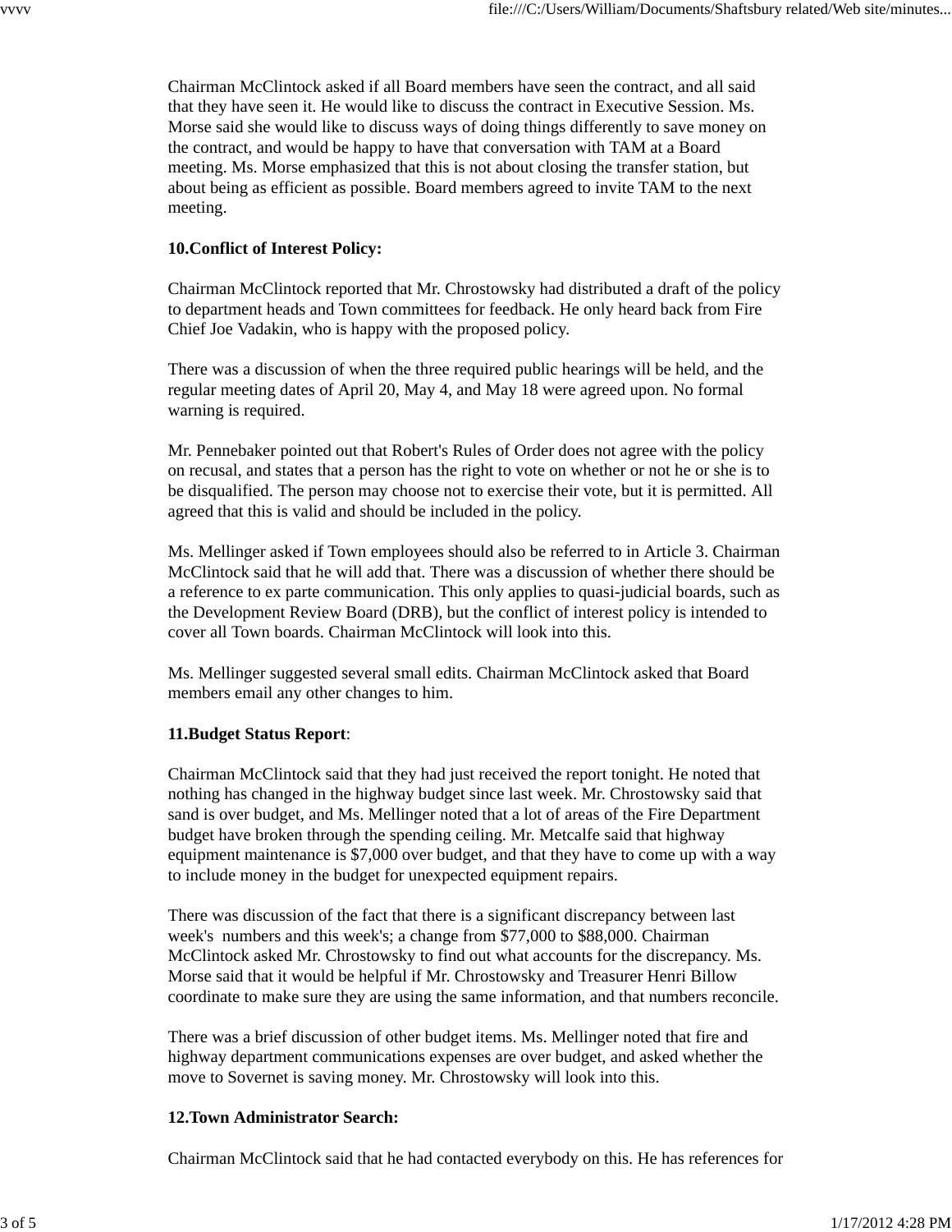Chairman McClintock asked if all Board members have seen the contract, and all said that they have seen it. He would like to discuss the contract in Executive Session. Ms. Morse said she would like to discuss ways of doing things differently to save money on the contract, and would be happy to have that conversation with TAM at a Board meeting. Ms. Morse emphasized that this is not about closing the transfer station, but about being as efficient as possible. Board members agreed to invite TAM to the next meeting.

**10.Conflict of Interest Policy:**

Chairman McClintock reported that Mr. Chrostowsky had distributed a draft of the policy to department heads and Town committees for feedback. He only heard back from Fire Chief Joe Vadakin, who is happy with the proposed policy.

There was a discussion of when the three required public hearings will be held, and the regular meeting dates of April 20, May 4, and May 18 were agreed upon. No formal warning is required.

Mr. Pennebaker pointed out that Robert's Rules of Order does not agree with the policy on recusal, and states that a person has the right to vote on whether or not he or she is to be disqualified. The person may choose not to exercise their vote, but it is permitted. All agreed that this is valid and should be included in the policy.

Ms. Mellinger asked if Town employees should also be referred to in Article 3. Chairman McClintock said that he will add that. There was a discussion of whether there should be a reference to ex parte communication. This only applies to quasi-judicial boards, such as the Development Review Board (DRB), but the conflict of interest policy is intended to cover all Town boards. Chairman McClintock will look into this.

Ms. Mellinger suggested several small edits. Chairman McClintock asked that Board members email any other changes to him.

**11.Budget Status Report**:

Chairman McClintock said that they had just received the report tonight. He noted that nothing has changed in the highway budget since last week. Mr. Chrostowsky said that sand is over budget, and Ms. Mellinger noted that a lot of areas of the Fire Department budget have broken through the spending ceiling. Mr. Metcalfe said that highway equipment maintenance is $7,000 over budget, and that they have to come up with a way to include money in the budget for unexpected equipment repairs.

There was discussion of the fact that there is a significant discrepancy between last week's numbers and this week's; a change from $77,000 to $88,000. Chairman McClintock asked Mr. Chrostowsky to find out what accounts for the discrepancy. Ms. Morse said that it would be helpful if Mr. Chrostowsky and Treasurer Henri Billow coordinate to make sure they are using the same information, and that numbers reconcile.

There was a brief discussion of other budget items. Ms. Mellinger noted that fire and highway department communications expenses are over budget, and asked whether the move to Sovernet is saving money. Mr. Chrostowsky will look into this.

**12.Town Administrator Search:**

Chairman McClintock said that he had contacted everybody on this. He has references for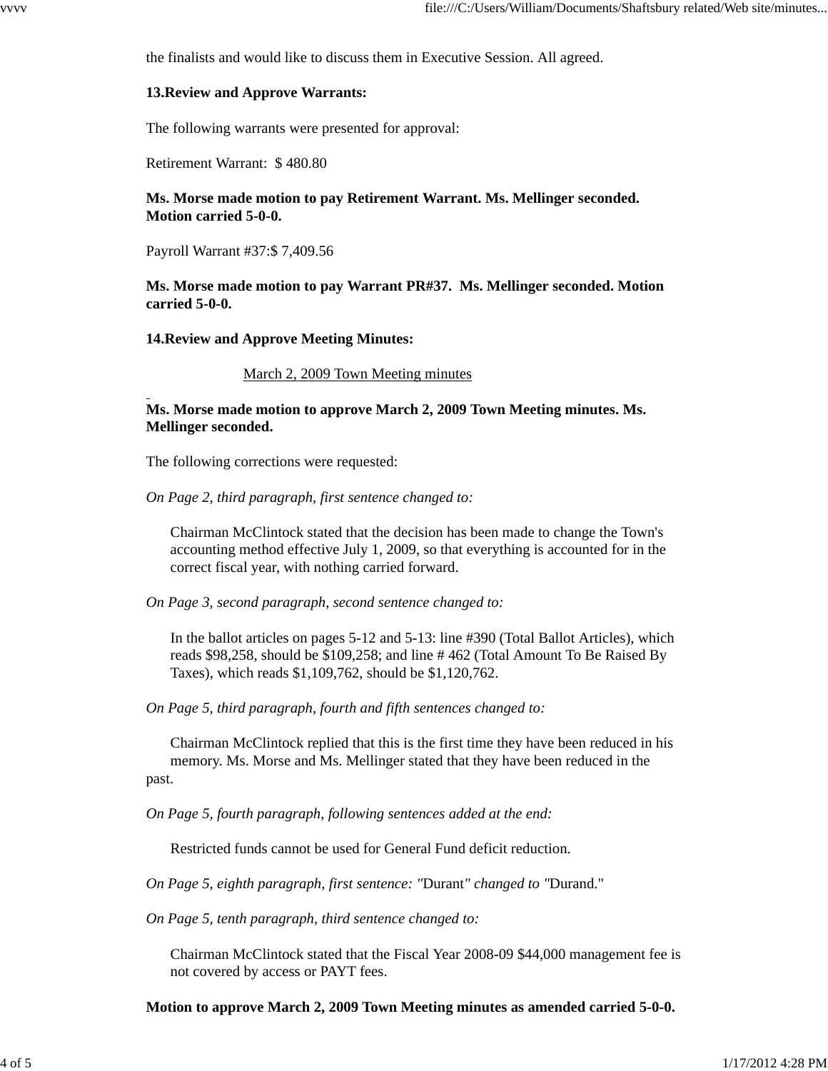the finalists and would like to discuss them in Executive Session. All agreed.

**13.Review and Approve Warrants:**

The following warrants were presented for approval:

Retirement Warrant: $ 480.80

**Ms. Morse made motion to pay Retirement Warrant. Ms. Mellinger seconded. Motion carried 5-0-0.**

Payroll Warrant #37:$ 7,409.56

**Ms. Morse made motion to pay Warrant PR#37. Ms. Mellinger seconded. Motion carried 5-0-0.**

**14.Review and Approve Meeting Minutes:**

March 2, 2009 Town Meeting minutes

**Ms. Morse made motion to approve March 2, 2009 Town Meeting minutes. Ms. Mellinger seconded.**

The following corrections were requested:

*On Page 2, third paragraph, first sentence changed to:*

> Chairman McClintock stated that the decision has been made to change the Town's accounting method effective July 1, 2009, so that everything is accounted for in the correct fiscal year, with nothing carried forward.

*On Page 3, second paragraph, second sentence changed to:*

> In the ballot articles on pages 5-12 and 5-13: line #390 (Total Ballot Articles), which reads $98,258, should be $109,258; and line # 462 (Total Amount To Be Raised By Taxes), which reads $1,109,762, should be $1,120,762.

*On Page 5, third paragraph, fourth and fifth sentences changed to:*

> Chairman McClintock replied that this is the first time they have been reduced in his memory. Ms. Morse and Ms. Mellinger stated that they have been reduced in the past.

*On Page 5, fourth paragraph, following sentences added at the end:*

> Restricted funds cannot be used for General Fund deficit reduction.

*On Page 5, eighth paragraph, first sentence:* "Durant" *changed to* "Durand."

*On Page 5, tenth paragraph, third sentence changed to:*

> Chairman McClintock stated that the Fiscal Year 2008-09 $44,000 management fee is not covered by access or PAYT fees.

**Motion to approve March 2, 2009 Town Meeting minutes as amended carried 5-0-0.**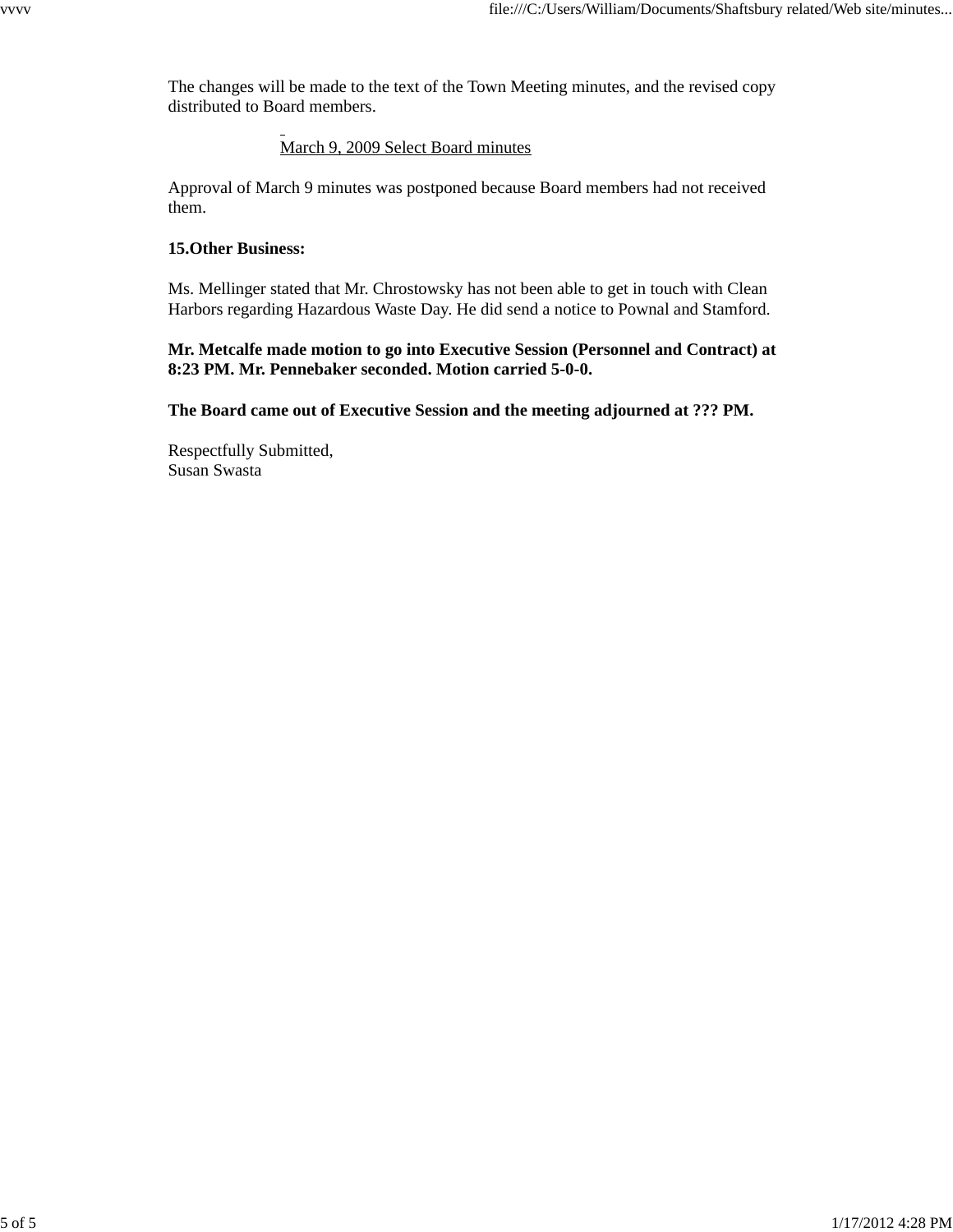The changes will be made to the text of the Town Meeting minutes, and the revised copy distributed to Board members.

March 9, 2009 Select Board minutes

Approval of March 9 minutes was postponed because Board members had not received them.

**15.Other Business:**

Ms. Mellinger stated that Mr. Chrostowsky has not been able to get in touch with Clean Harbors regarding Hazardous Waste Day. He did send a notice to Pownal and Stamford.

**Mr. Metcalfe made motion to go into Executive Session (Personnel and Contract) at 8:23 PM. Mr. Pennebaker seconded. Motion carried 5-0-0.**

**The Board came out of Executive Session and the meeting adjourned at ??? PM.**

Respectfully Submitted,
Susan Swasta